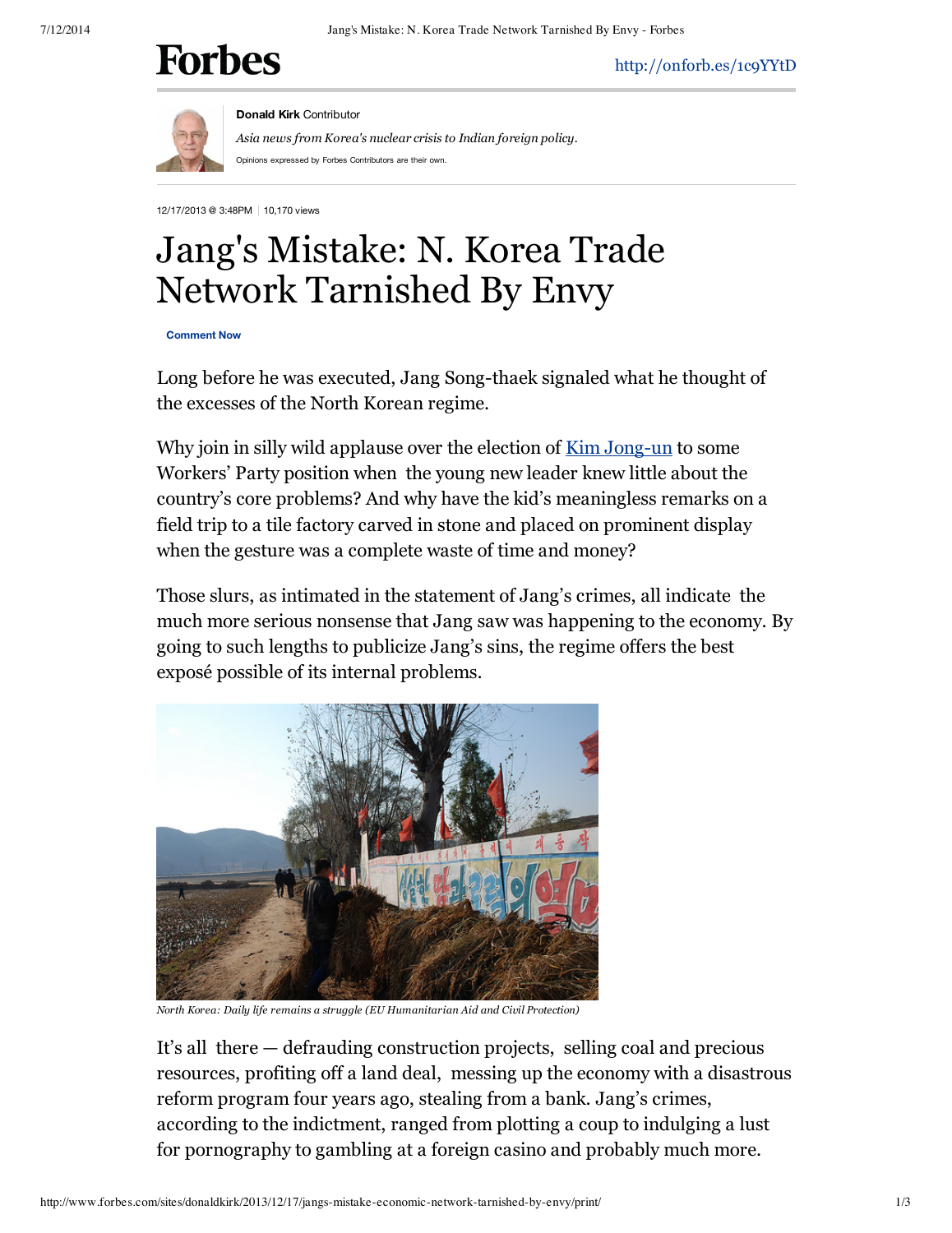Donald Kirk Contributor

*Asia news from Korea's nuclear crisis to Indian foreign policy.*

Opinions expressed by Forbes Contributors are their own.

12/17/2013 @ 3:48PM | 10,170 views

# Jang's Mistake: N. Korea Trade Network Tarnished By Envy

Long before he was executed, Jang Song-thaek signaled what he thought of the excesses of the North Korean regime.

Why join in silly wild applause over the election of Kim Jong-un to some Workers' Party position when the young new leader knew little about the country's core problems? And why have the kid's meaningless remarks on a field trip to a tile factory carved in stone and placed on prominent display when the gesture was a complete waste of time and money?

Those slurs, as intimated in the statement of Jang's crimes, all indicate the much more serious nonsense that Jang saw was happening to the economy. By going to such lengths to publicize Jang's sins, the regime offers the best exposé possible of its internal problems.

*North Korea: Daily life remains a struggle (EU Humanitarian Aid and Civil Protection)*

It's all there — defrauding construction projects, selling coal and precious resources, profiting off a land deal, messing up the economy with a disastrous reform program four years ago, stealing from a bank. Jang's crimes, according to the indictment, ranged from plotting a coup to indulging a lust for pornography to gambling at a foreign casino and probably much more.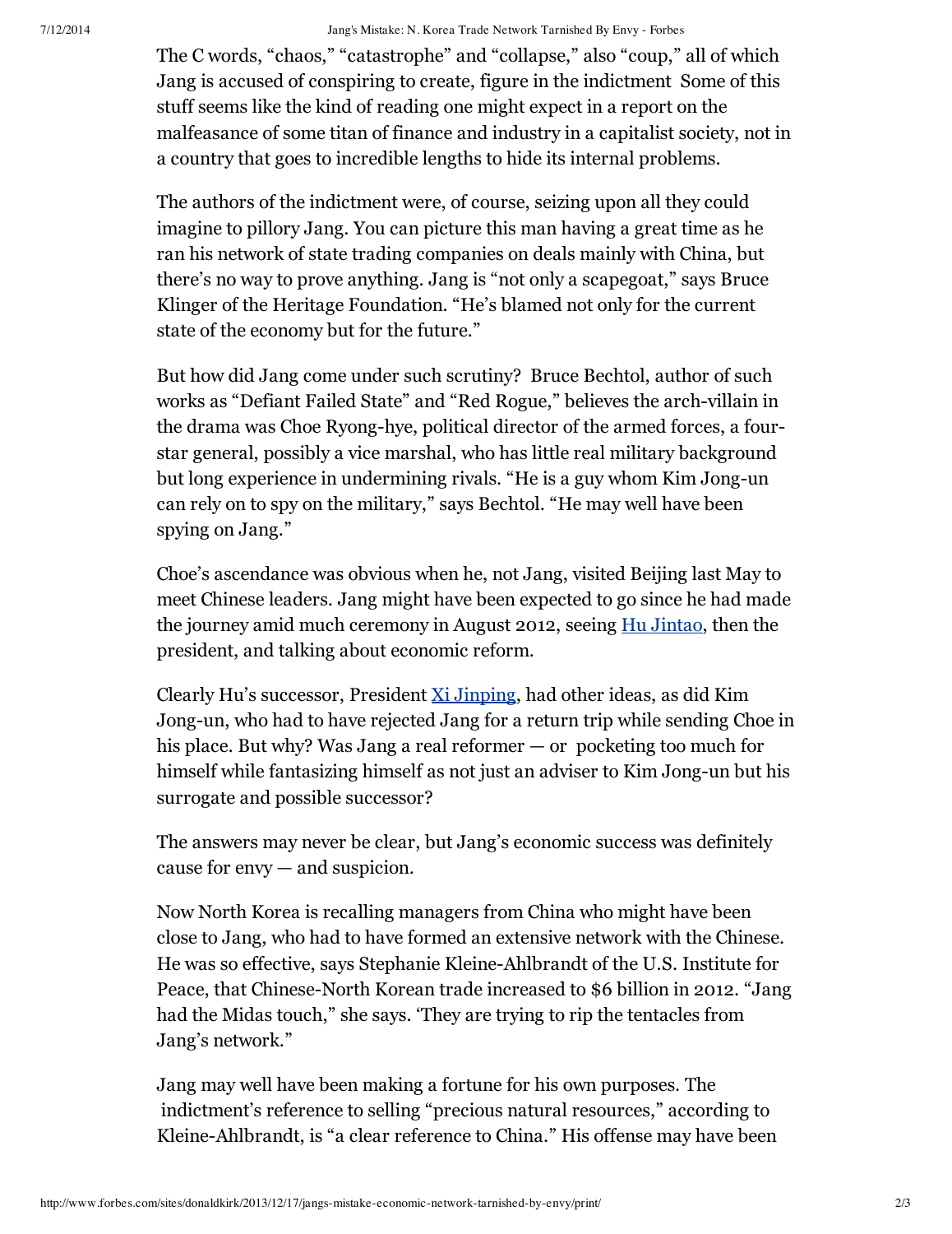The C words, "chaos," "catastrophe" and "collapse," also "coup," all of which Jang is accused of conspiring to create, figure in the indictment  Some of this stuff seems like the kind of reading one might expect in a report on the malfeasance of some titan of finance and industry in a capitalist society, not in a country that goes to incredible lengths to hide its internal problems.

The authors of the indictment were, of course, seizing upon all they could imagine to pillory Jang. You can picture this man having a great time as he ran his network of state trading companies on deals mainly with China, but there's no way to prove anything. Jang is "not only a scapegoat," says Bruce Klinger of the Heritage Foundation. "He's blamed not only for the current state of the economy but for the future."

But how did Jang come under such scrutiny?  Bruce Bechtol, author of such works as "Defiant Failed State" and "Red Rogue," believes the arch-villain in the drama was Choe Ryong-hye, political director of the armed forces, a four-star general, possibly a vice marshal, who has little real military background but long experience in undermining rivals. "He is a guy whom Kim Jong-un can rely on to spy on the military," says Bechtol. "He may well have been spying on Jang."

Choe's ascendance was obvious when he, not Jang, visited Beijing last May to meet Chinese leaders. Jang might have been expected to go since he had made the journey amid much ceremony in August 2012, seeing Hu Jintao, then the president, and talking about economic reform.

Clearly Hu's successor, President Xi Jinping, had other ideas, as did Kim Jong-un, who had to have rejected Jang for a return trip while sending Choe in his place. But why? Was Jang a real reformer — or  pocketing too much for himself while fantasizing himself as not just an adviser to Kim Jong-un but his surrogate and possible successor?

The answers may never be clear, but Jang's economic success was definitely cause for envy — and suspicion.

Now North Korea is recalling managers from China who might have been close to Jang, who had to have formed an extensive network with the Chinese. He was so effective, says Stephanie Kleine-Ahlbrandt of the U.S. Institute for Peace, that Chinese-North Korean trade increased to $6 billion in 2012. "Jang had the Midas touch," she says. 'They are trying to rip the tentacles from Jang's network."

Jang may well have been making a fortune for his own purposes. The indictment's reference to selling "precious natural resources," according to Kleine-Ahlbrandt, is "a clear reference to China." His offense may have been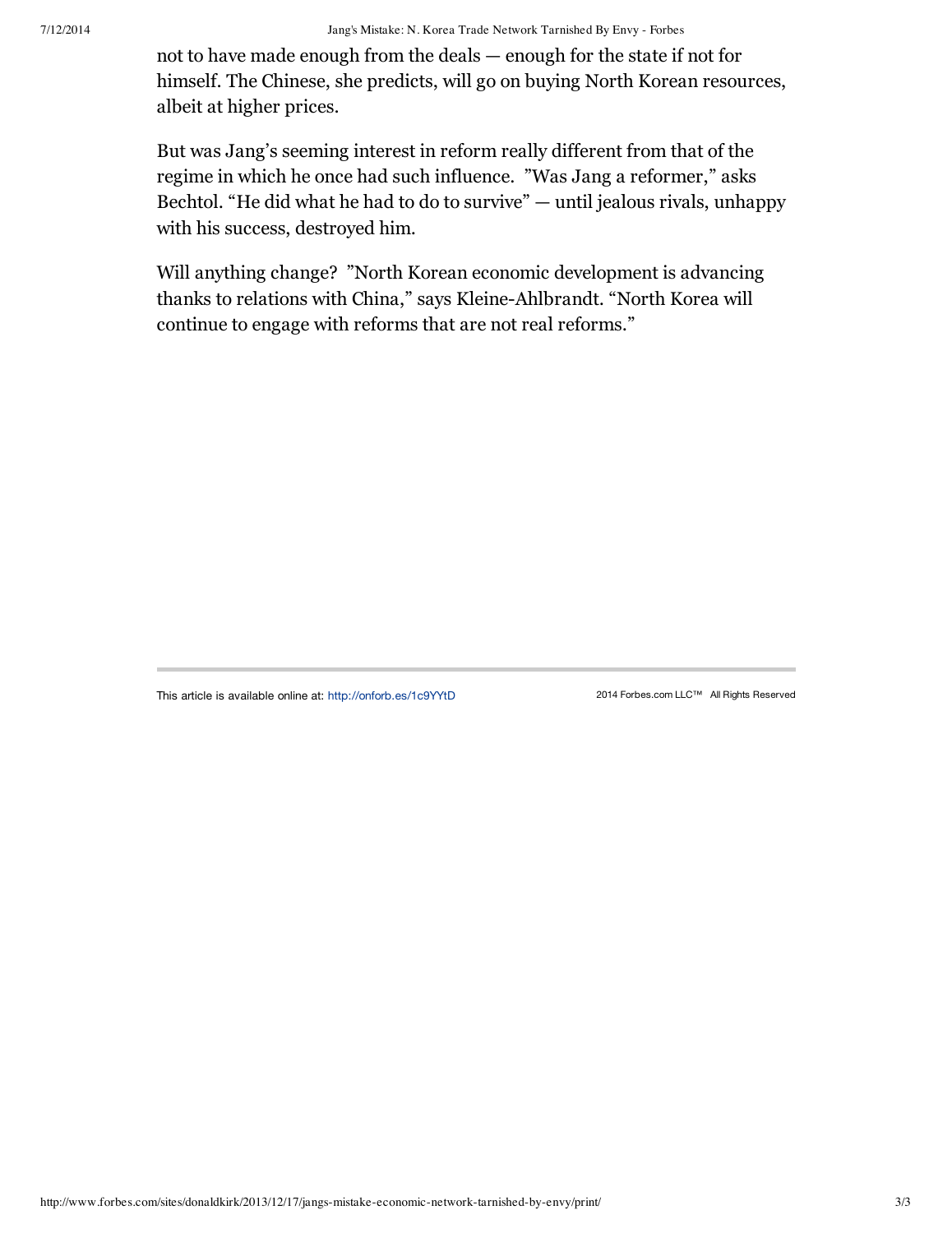not to have made enough from the deals — enough for the state if not for himself. The Chinese, she predicts, will go on buying North Korean resources, albeit at higher prices.

But was Jang's seeming interest in reform really different from that of the regime in which he once had such influence. "Was Jang a reformer," asks Bechtol. "He did what he had to do to survive" — until jealous rivals, unhappy with his success, destroyed him.

Will anything change? "North Korean economic development is advancing thanks to relations with China," says Kleine-Ahlbrandt. "North Korea will continue to engage with reforms that are not real reforms."

This article is available online at: http://onforb.es/1c9YYtD

2014 Forbes.com LLC™ All Rights Reserved